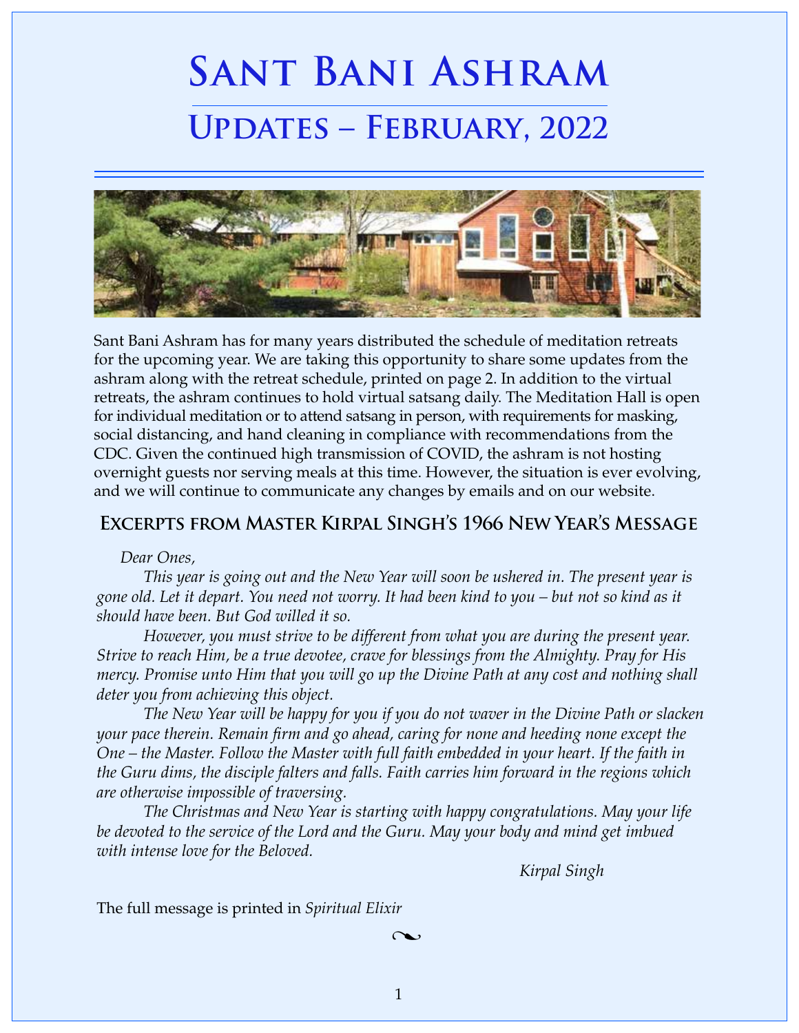# Sant Bani Ashram

## Updates – February, 2022

Sant Bani Ashram has for many years distributed the schedule of meditation retreats for the upcoming year. We are taking this opportunity to share some updates from the ashram along with the retreat schedule, printed on page 2. In addition to the virtual retreats, the ashram continues to hold virtual satsang daily. The Meditation Hall is open for individual meditation or to attend satsang in person, with requirements for masking, social distancing, and hand cleaning in compliance with recommendations from the CDC. Given the continued high transmission of COVID, the ashram is not hosting overnight guests nor serving meals at this time. However, the situation is ever evolving, and we will continue to communicate any changes by emails and on our website.

### Excerpts from Master Kirpal Singh's 1966 New Year's Message

*Dear Ones,*

*This year is going out and the New Year will soon be ushered in. The present year is gone old. Let it depart. You need not worry. It had been kind to you – but not so kind as it should have been. But God willed it so.*

*However, you must strive to be different from what you are during the present year. Strive to reach Him, be a true devotee, crave for blessings from the Almighty. Pray for His mercy. Promise unto Him that you will go up the Divine Path at any cost and nothing shall deter you from achieving this object.*

*The New Year will be happy for you if you do not waver in the Divine Path or slacken your pace therein. Remain firm and go ahead, caring for none and heeding none except the One – the Master. Follow the Master with full faith embedded in your heart. If the faith in the Guru dims, the disciple falters and falls. Faith carries him forward in the regions which are otherwise impossible of traversing.*

*The Christmas and New Year is starting with happy congratulations. May your life be devoted to the service of the Lord and the Guru. May your body and mind get imbued with intense love for the Beloved.*

*Kirpal Singh*

The full message is printed in *Spiritual Elixir*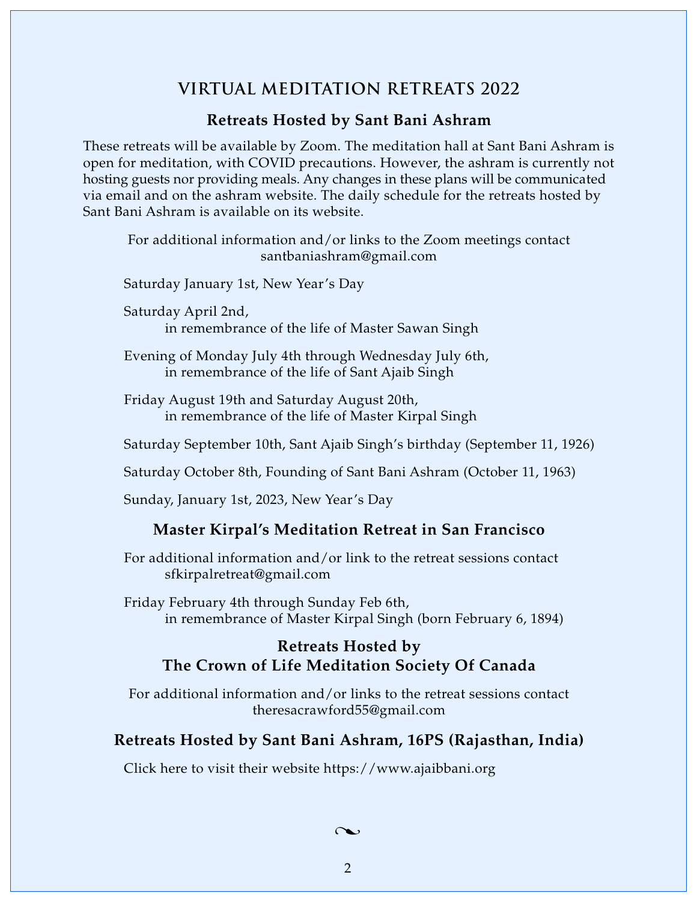# VIRTUAL MEDITATION RETREATS 2022

## Retreats Hosted by Sant Bani Ashram

These retreats will be available by Zoom. The meditation hall at Sant Bani Ashram is open for meditation, with COVID precautions. However, the ashram is currently not hosting guests nor providing meals. Any changes in these plans will be communicated via email and on the ashram website. The daily schedule for the retreats hosted by Sant Bani Ashram is available on its website.

For additional information and/or links to the Zoom meetings contact santbaniashram@gmail.com

Saturday January 1st, New Year's Day

Saturday April 2nd,
in remembrance of the life of Master Sawan Singh

Evening of Monday July 4th through Wednesday July 6th,
in remembrance of the life of Sant Ajaib Singh

Friday August 19th and Saturday August 20th,
in remembrance of the life of Master Kirpal Singh

Saturday September 10th, Sant Ajaib Singh's birthday (September 11, 1926)

Saturday October 8th, Founding of Sant Bani Ashram (October 11, 1963)

Sunday, January 1st, 2023, New Year's Day

## Master Kirpal's Meditation Retreat in San Francisco

For additional information and/or link to the retreat sessions contact sfkirpalretreat@gmail.com

Friday February 4th through Sunday Feb 6th,
in remembrance of Master Kirpal Singh (born February 6, 1894)

## Retreats Hosted by The Crown of Life Meditation Society Of Canada

For additional information and/or links to the retreat sessions contact theresacrawford55@gmail.com

## Retreats Hosted by Sant Bani Ashram, 16PS (Rajasthan, India)

Click here to visit their website https://www.ajaibbani.org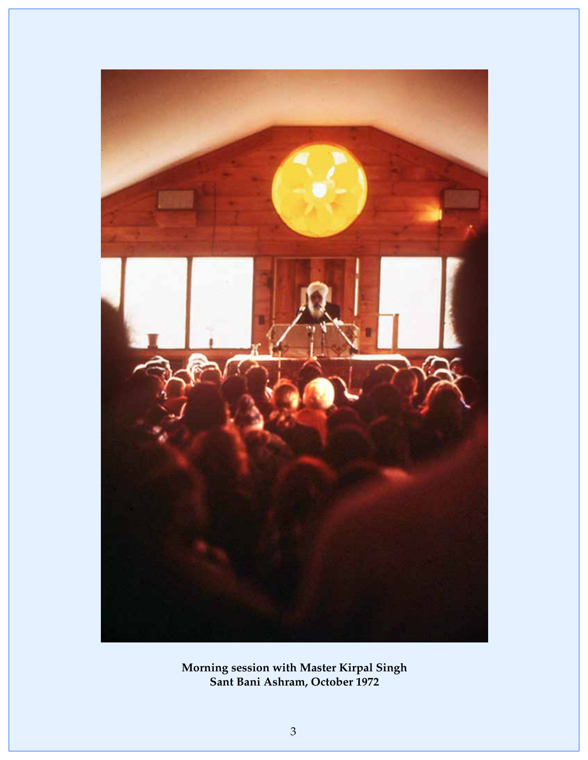**Morning session with Master Kirpal Singh**
**Sant Bani Ashram, October 1972**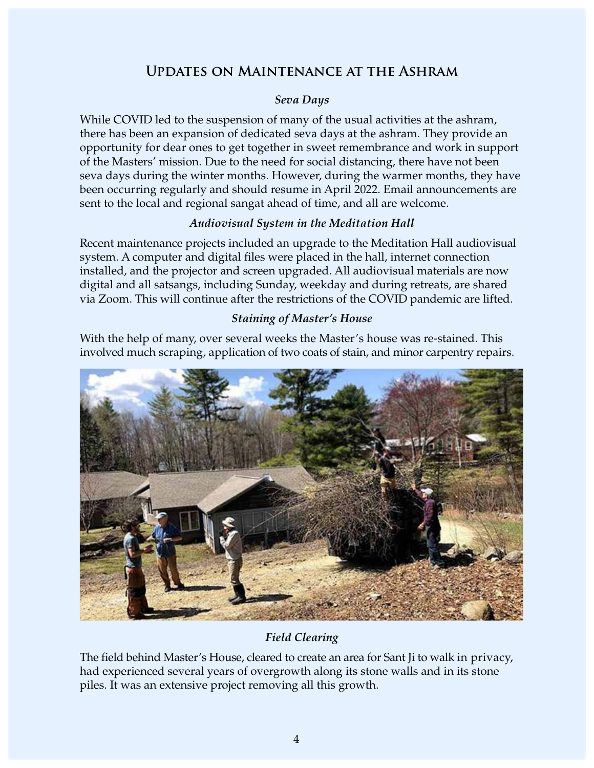## Updates on Maintenance at the Ashram

### *Seva Days*

While COVID led to the suspension of many of the usual activities at the ashram, there has been an expansion of dedicated seva days at the ashram. They provide an opportunity for dear ones to get together in sweet remembrance and work in support of the Masters' mission. Due to the need for social distancing, there have not been seva days during the winter months. However, during the warmer months, they have been occurring regularly and should resume in April 2022. Email announcements are sent to the local and regional sangat ahead of time, and all are welcome.

### *Audiovisual System in the Meditation Hall*

Recent maintenance projects included an upgrade to the Meditation Hall audiovisual system. A computer and digital files were placed in the hall, internet connection installed, and the projector and screen upgraded. All audiovisual materials are now digital and all satsangs, including Sunday, weekday and during retreats, are shared via Zoom. This will continue after the restrictions of the COVID pandemic are lifted.

### *Staining of Master's House*

With the help of many, over several weeks the Master's house was re-stained. This involved much scraping, application of two coats of stain, and minor carpentry repairs.

### *Field Clearing*

The field behind Master's House, cleared to create an area for Sant Ji to walk in privacy, had experienced several years of overgrowth along its stone walls and in its stone piles. It was an extensive project removing all this growth.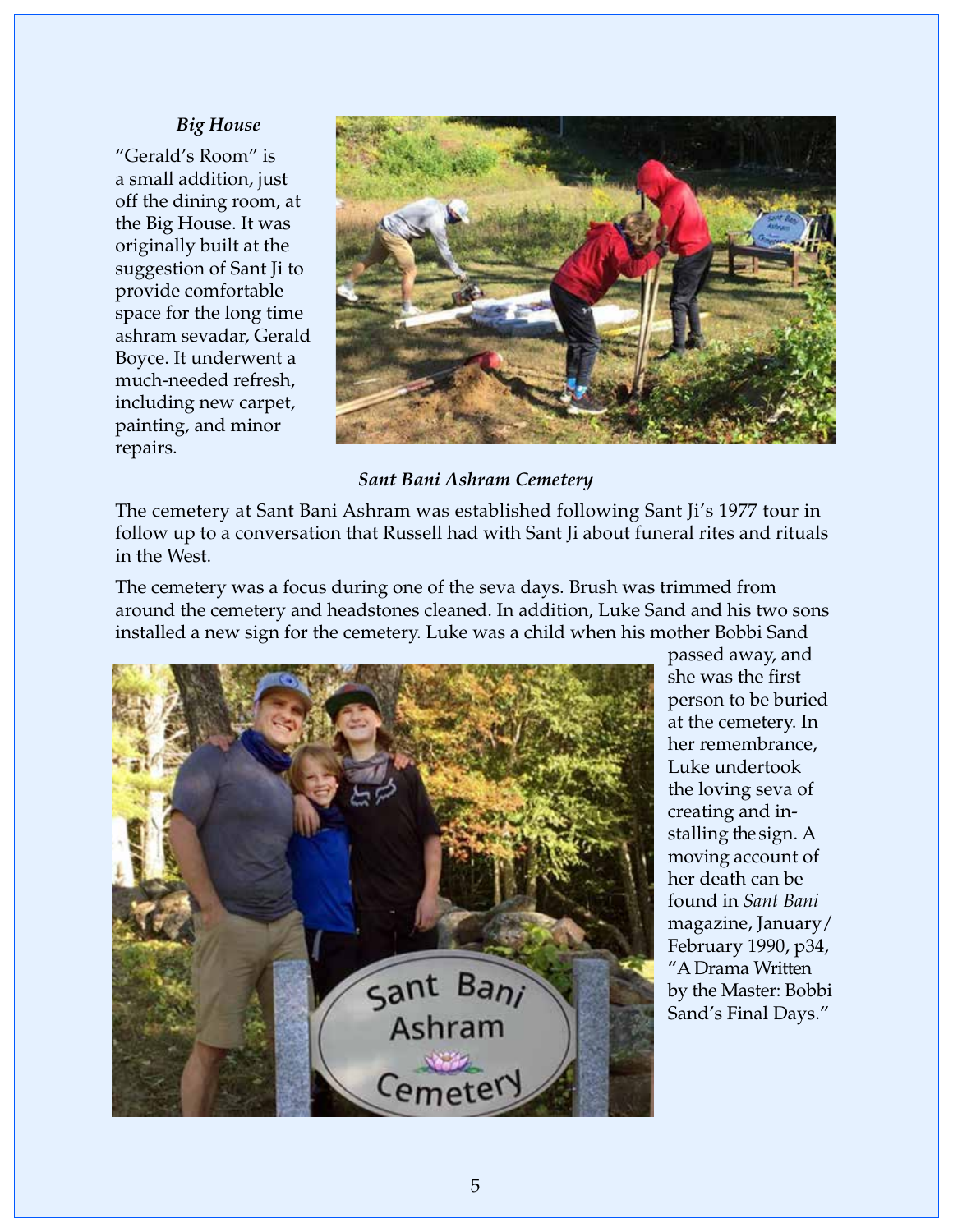### *Big House*

"Gerald's Room" is a small addition, just off the dining room, at the Big House. It was originally built at the suggestion of Sant Ji to provide comfortable space for the long time ashram sevadar, Gerald Boyce. It underwent a much-needed refresh, including new carpet, painting, and minor repairs.

### *Sant Bani Ashram Cemetery*

The cemetery at Sant Bani Ashram was established following Sant Ji's 1977 tour in follow up to a conversation that Russell had with Sant Ji about funeral rites and rituals in the West.

The cemetery was a focus during one of the seva days. Brush was trimmed from around the cemetery and headstones cleaned. In addition, Luke Sand and his two sons installed a new sign for the cemetery. Luke was a child when his mother Bobbi Sand passed away, and she was the first person to be buried at the cemetery. In her remembrance, Luke undertook the loving seva of creating and installing the sign. A moving account of her death can be found in *Sant Bani* magazine, January/February 1990, p34, "A Drama Written by the Master: Bobbi Sand's Final Days."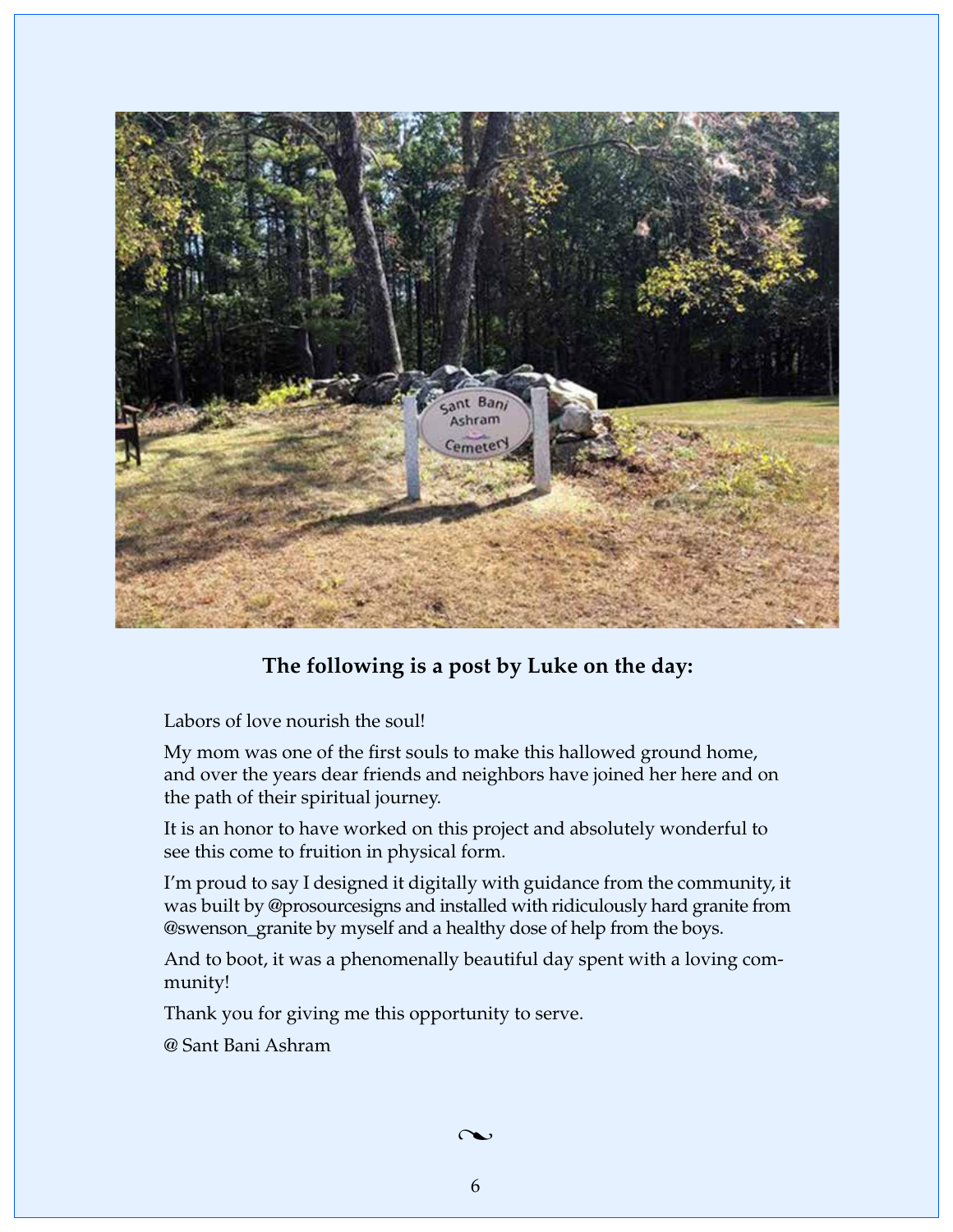**The following is a post by Luke on the day:**

Labors of love nourish the soul!

My mom was one of the first souls to make this hallowed ground home, and over the years dear friends and neighbors have joined her here and on the path of their spiritual journey.

It is an honor to have worked on this project and absolutely wonderful to see this come to fruition in physical form.

I'm proud to say I designed it digitally with guidance from the community, it was built by @prosourcesigns and installed with ridiculously hard granite from @swenson_granite by myself and a healthy dose of help from the boys.

And to boot, it was a phenomenally beautiful day spent with a loving community!

Thank you for giving me this opportunity to serve.

@ Sant Bani Ashram

❧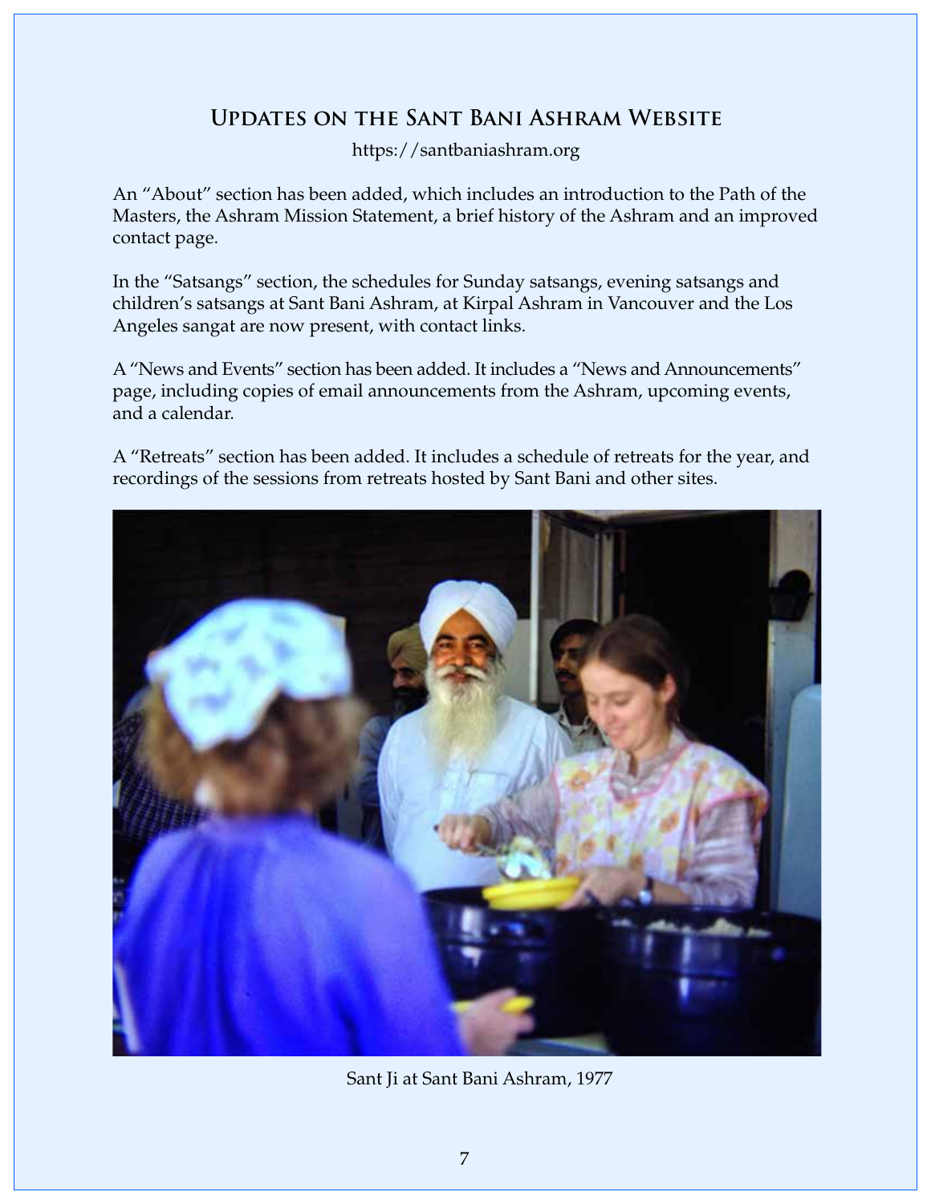## Updates on the Sant Bani Ashram Website

https://santbaniashram.org

An "About" section has been added, which includes an introduction to the Path of the Masters, the Ashram Mission Statement, a brief history of the Ashram and an improved contact page.

In the "Satsangs" section, the schedules for Sunday satsangs, evening satsangs and children's satsangs at Sant Bani Ashram, at Kirpal Ashram in Vancouver and the Los Angeles sangat are now present, with contact links.

A "News and Events" section has been added. It includes a "News and Announcements" page, including copies of email announcements from the Ashram, upcoming events, and a calendar.

A "Retreats" section has been added. It includes a schedule of retreats for the year, and recordings of the sessions from retreats hosted by Sant Bani and other sites.

Sant Ji at Sant Bani Ashram, 1977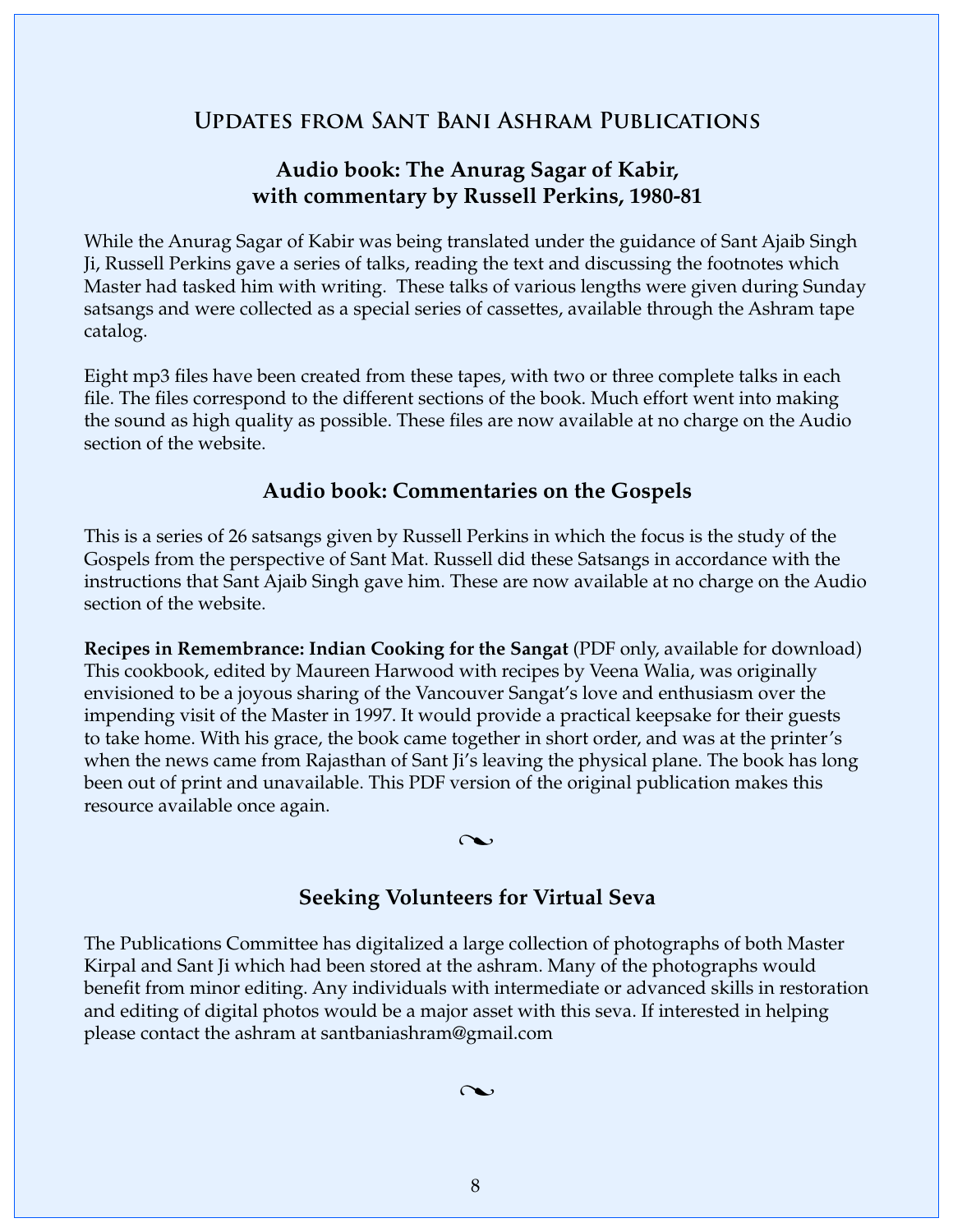# Updates from Sant Bani Ashram Publications

## Audio book: The Anurag Sagar of Kabir, with commentary by Russell Perkins, 1980-81

While the Anurag Sagar of Kabir was being translated under the guidance of Sant Ajaib Singh Ji, Russell Perkins gave a series of talks, reading the text and discussing the footnotes which Master had tasked him with writing. These talks of various lengths were given during Sunday satsangs and were collected as a special series of cassettes, available through the Ashram tape catalog.

Eight mp3 files have been created from these tapes, with two or three complete talks in each file. The files correspond to the different sections of the book. Much effort went into making the sound as high quality as possible. These files are now available at no charge on the Audio section of the website.

## Audio book: Commentaries on the Gospels

This is a series of 26 satsangs given by Russell Perkins in which the focus is the study of the Gospels from the perspective of Sant Mat. Russell did these Satsangs in accordance with the instructions that Sant Ajaib Singh gave him. These are now available at no charge on the Audio section of the website.

**Recipes in Remembrance: Indian Cooking for the Sangat** (PDF only, available for download) This cookbook, edited by Maureen Harwood with recipes by Veena Walia, was originally envisioned to be a joyous sharing of the Vancouver Sangat's love and enthusiasm over the impending visit of the Master in 1997. It would provide a practical keepsake for their guests to take home. With his grace, the book came together in short order, and was at the printer's when the news came from Rajasthan of Sant Ji's leaving the physical plane. The book has long been out of print and unavailable. This PDF version of the original publication makes this resource available once again.

## Seeking Volunteers for Virtual Seva

The Publications Committee has digitalized a large collection of photographs of both Master Kirpal and Sant Ji which had been stored at the ashram. Many of the photographs would benefit from minor editing. Any individuals with intermediate or advanced skills in restoration and editing of digital photos would be a major asset with this seva. If interested in helping please contact the ashram at santbaniashram@gmail.com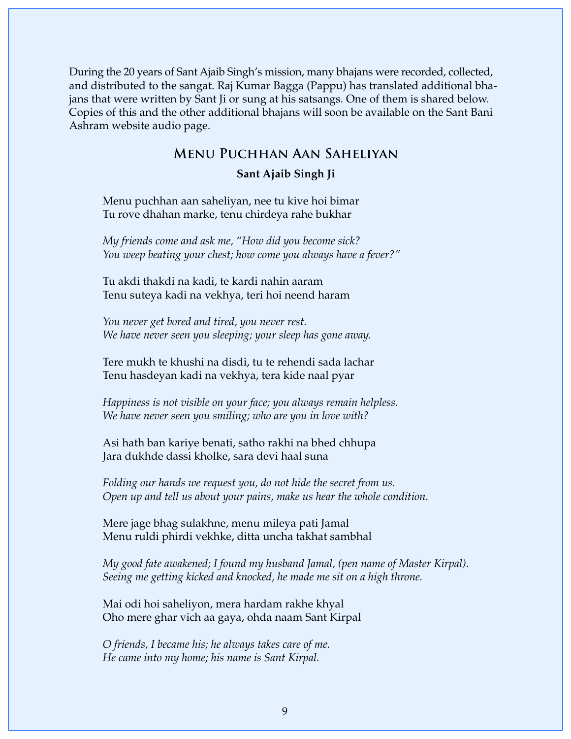During the 20 years of Sant Ajaib Singh's mission, many bhajans were recorded, collected, and distributed to the sangat. Raj Kumar Bagga (Pappu) has translated additional bhajans that were written by Sant Ji or sung at his satsangs. One of them is shared below. Copies of this and the other additional bhajans will soon be available on the Sant Bani Ashram website audio page.

## Menu Puchhan Aan Saheliyan

**Sant Ajaib Singh Ji**

Menu puchhan aan saheliyan, nee tu kive hoi bimar
Tu rove dhahan marke, tenu chirdeya rahe bukhar

*My friends come and ask me, "How did you become sick?*
*You weep beating your chest; how come you always have a fever?"*

Tu akdi thakdi na kadi, te kardi nahin aaram
Tenu suteya kadi na vekhya, teri hoi neend haram

*You never get bored and tired, you never rest.*
*We have never seen you sleeping; your sleep has gone away.*

Tere mukh te khushi na disdi, tu te rehendi sada lachar
Tenu hasdeyan kadi na vekhya, tera kide naal pyar

*Happiness is not visible on your face; you always remain helpless.*
*We have never seen you smiling; who are you in love with?*

Asi hath ban kariye benati, satho rakhi na bhed chhupa
Jara dukhde dassi kholke, sara devi haal suna

*Folding our hands we request you, do not hide the secret from us.*
*Open up and tell us about your pains, make us hear the whole condition.*

Mere jage bhag sulakhne, menu mileya pati Jamal
Menu ruldi phirdi vekhke, ditta uncha takhat sambhal

*My good fate awakened; I found my husband Jamal, (pen name of Master Kirpal).*
*Seeing me getting kicked and knocked, he made me sit on a high throne.*

Mai odi hoi saheliyon, mera hardam rakhe khyal
Oho mere ghar vich aa gaya, ohda naam Sant Kirpal

*O friends, I became his; he always takes care of me.*
*He came into my home; his name is Sant Kirpal.*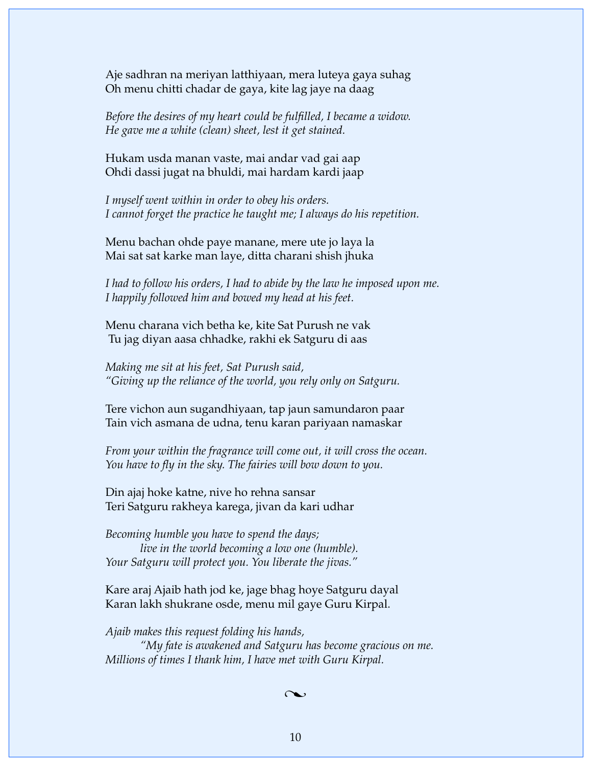Aje sadhran na meriyan latthiyaan, mera luteya gaya suhag
Oh menu chitti chadar de gaya, kite lag jaye na daag

*Before the desires of my heart could be fulfilled, I became a widow.*
*He gave me a white (clean) sheet, lest it get stained.*

Hukam usda manan vaste, mai andar vad gai aap
Ohdi dassi jugat na bhuldi, mai hardam kardi jaap

*I myself went within in order to obey his orders.*
*I cannot forget the practice he taught me; I always do his repetition.*

Menu bachan ohde paye manane, mere ute jo laya la
Mai sat sat karke man laye, ditta charani shish jhuka

*I had to follow his orders, I had to abide by the law he imposed upon me.*
*I happily followed him and bowed my head at his feet.*

Menu charana vich betha ke, kite Sat Purush ne vak
Tu jag diyan aasa chhadke, rakhi ek Satguru di aas

*Making me sit at his feet, Sat Purush said,*
*"Giving up the reliance of the world, you rely only on Satguru.*

Tere vichon aun sugandhiyaan, tap jaun samundaron paar
Tain vich asmana de udna, tenu karan pariyaan namaskar

*From your within the fragrance will come out, it will cross the ocean.*
*You have to fly in the sky. The fairies will bow down to you.*

Din ajaj hoke katne, nive ho rehna sansar
Teri Satguru rakheya karega, jivan da kari udhar

*Becoming humble you have to spend the days;*
*live in the world becoming a low one (humble).*
*Your Satguru will protect you. You liberate the jivas."*

Kare araj Ajaib hath jod ke, jage bhag hoye Satguru dayal
Karan lakh shukrane osde, menu mil gaye Guru Kirpal.

*Ajaib makes this request folding his hands,*
*"My fate is awakened and Satguru has become gracious on me.*
*Millions of times I thank him, I have met with Guru Kirpal.*

❧